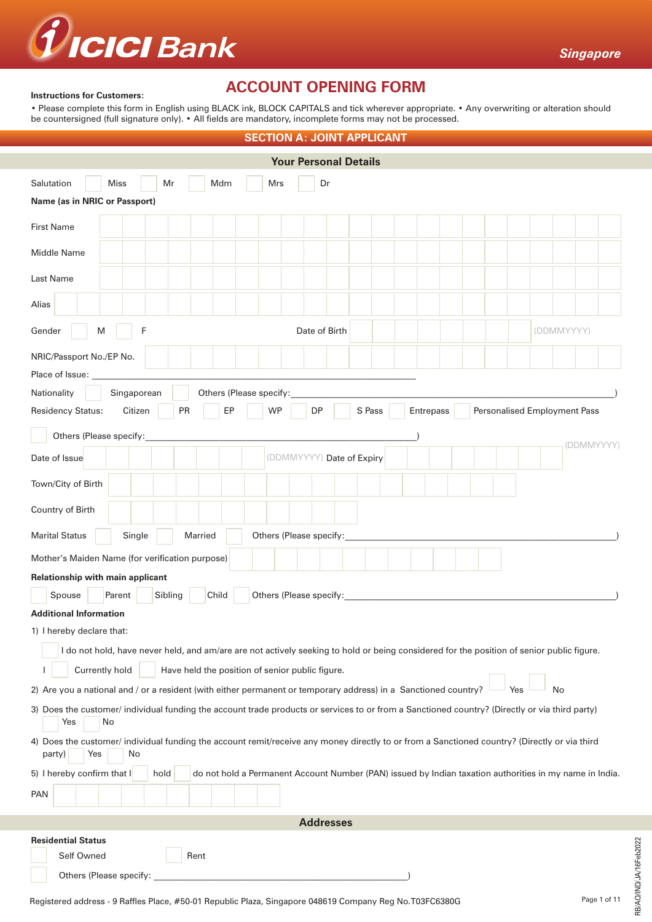# ICICI Bank

Singapore

## ACCOUNT OPENING FORM

**Instructions for Customers:**

• Please complete this form in English using BLACK ink, BLOCK CAPITALS and tick wherever appropriate. • Any overwriting or alteration should be countersigned (full signature only). • All fields are mandatory, incomplete forms may not be processed.

## SECTION A: JOINT APPLICANT

### Your Personal Details

Salutation ☐ Miss ☐ Mr ☐ Mdm ☐ Mrs ☐ Dr

**Name (as in NRIC or Passport)**

First Name

Middle Name

Last Name

Alias

Gender ☐ M ☐ F

Date of Birth (DDMMYYYY)

NRIC/Passport No./EP No.

Place of Issue: ____________________

Nationality ☐ Singaporean ☐ Others (Please specify:____________________)

Residency Status: Citizen ☐ PR ☐ EP ☐ WP ☐ DP ☐ S Pass ☐ Entrepass ☐ Personalised Employment Pass

☐ Others (Please specify:____________________)

Date of Issue (DDMMYYYY) Date of Expiry (DDMMYYYY)

Town/City of Birth

Country of Birth

Marital Status ☐ Single ☐ Married ☐ Others (Please specify:____________________)

Mother's Maiden Name (for verification purpose)

**Relationship with main applicant**

☐ Spouse ☐ Parent ☐ Sibling ☐ Child ☐ Others (Please specify:____________________)

**Additional Information**

1) I hereby declare that:

☐ I do not hold, have never held, and am/are are not actively seeking to hold or being considered for the position of senior public figure.

I ☐ Currently hold ☐ Have held the position of senior public figure.

2) Are you a national and / or a resident (with either permanent or temporary address) in a Sanctioned country? ☐ Yes ☐ No

3) Does the customer/ individual funding the account trade products or services to or from a Sanctioned country? (Directly or via third party) ☐ Yes ☐ No

4) Does the customer/ individual funding the account remit/receive any money directly to or from a Sanctioned country? (Directly or via third party) ☐ Yes ☐ No

5) I hereby confirm that I ☐ hold ☐ do not hold a Permanent Account Number (PAN) issued by Indian taxation authorities in my name in India.

PAN

### Addresses

**Residential Status**

☐ Self Owned ☐ Rent

☐ Others (Please specify: ____________________)

Registered address - 9 Raffles Place, #50-01 Republic Plaza, Singapore 048619 Company Reg No.T03FC6380G

RB/AO/IND/JA/16Feb2022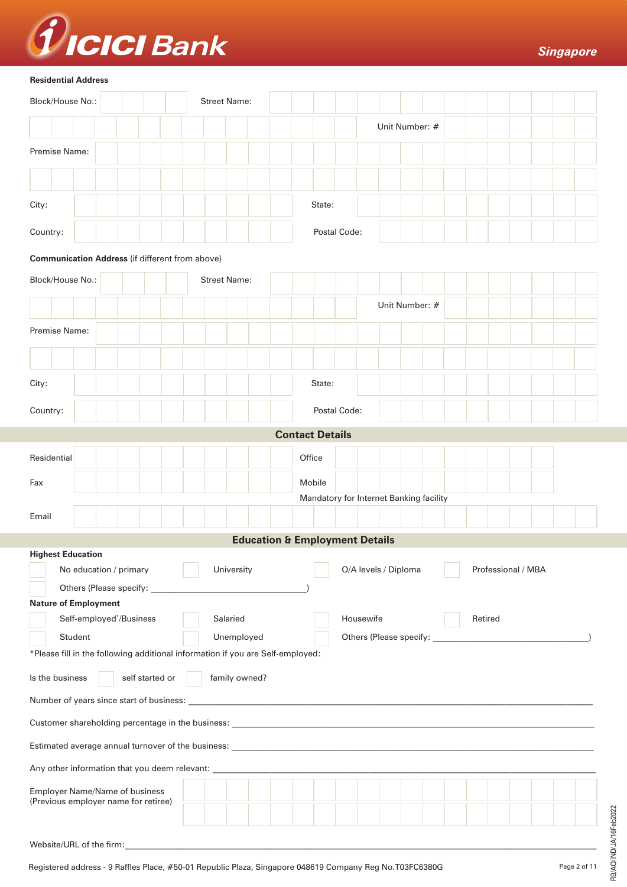**Residential Address**

Block/House No.: ______ Street Name: ______

Unit Number: # ______

Premise Name: ______

City: ______ State: ______

Country: ______ Postal Code: ______

**Communication Address** (if different from above)

Block/House No.: ______ Street Name: ______

Unit Number: # ______

Premise Name: ______

City: ______ State: ______

Country: ______ Postal Code: ______

## Contact Details

Residential ______ Office ______

Fax ______ Mobile ______

Mandatory for Internet Banking facility

Email ______

## Education & Employment Details

**Highest Education**

☐ No education / primary ☐ University ☐ O/A levels / Diploma ☐ Professional / MBA

☐ Others (Please specify: ________________________________)

**Nature of Employment**

☐ Self-employed*/Business ☐ Salaried ☐ Housewife ☐ Retired

☐ Student ☐ Unemployed ☐ Others (Please specify: ________________________________)

*Please fill in the following additional information if you are Self-employed:

Is the business ☐ self started or ☐ family owned?

Number of years since start of business: ________________________________

Customer shareholding percentage in the business: ________________________________

Estimated average annual turnover of the business: ________________________________

Any other information that you deem relevant: ________________________________

Employer Name/Name of business (Previous employer name for retiree) ______

Website/URL of the firm: ________________________________

Registered address - 9 Raffles Place, #50-01 Republic Plaza, Singapore 048619 Company Reg No.T03FC6380G

RB/AO/IND/JA/16Feb2022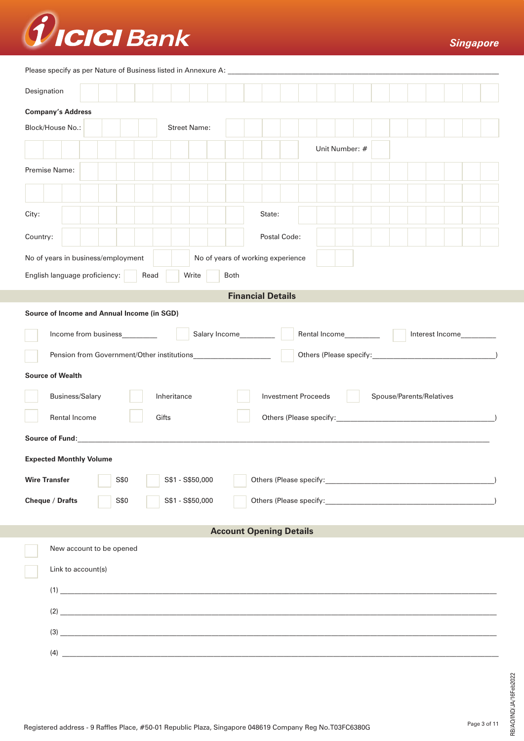Please specify as per Nature of Business listed in Annexure A: ____________________

Designation

**Company's Address**

Block/House No.: Street Name:

Unit Number: #

Premise Name:

City: State:

Country: Postal Code:

No of years in business/employment No of years of working experience

English language proficiency: ☐ Read ☐ Write ☐ Both

## Financial Details

**Source of Income and Annual Income (in SGD)**

☐ Income from business_________ ☐ Salary Income_________ ☐ Rental Income_________ ☐ Interest Income_________

☐ Pension from Government/Other institutions____________________ ☐ Others (Please specify:________________________________)

**Source of Wealth**

☐ Business/Salary ☐ Inheritance ☐ Investment Proceeds ☐ Spouse/Parents/Relatives

☐ Rental Income ☐ Gifts ☐ Others (Please specify:________________________________)

**Source of Fund:**____________________________________________________________

**Expected Monthly Volume**

**Wire Transfer** ☐ S$0 ☐ S$1 - S$50,000 ☐ Others (Please specify:________________________________)

**Cheque / Drafts** ☐ S$0 ☐ S$1 - S$50,000 ☐ Others (Please specify:________________________________)

## Account Opening Details

☐ New account to be opened

☐ Link to account(s)

(1) ____________________________________________________________

(2) ____________________________________________________________

(3) ____________________________________________________________

(4) ____________________________________________________________

Registered address - 9 Raffles Place, #50-01 Republic Plaza, Singapore 048619 Company Reg No.T03FC6380G

RB/AO/IND/JA/16Feb2022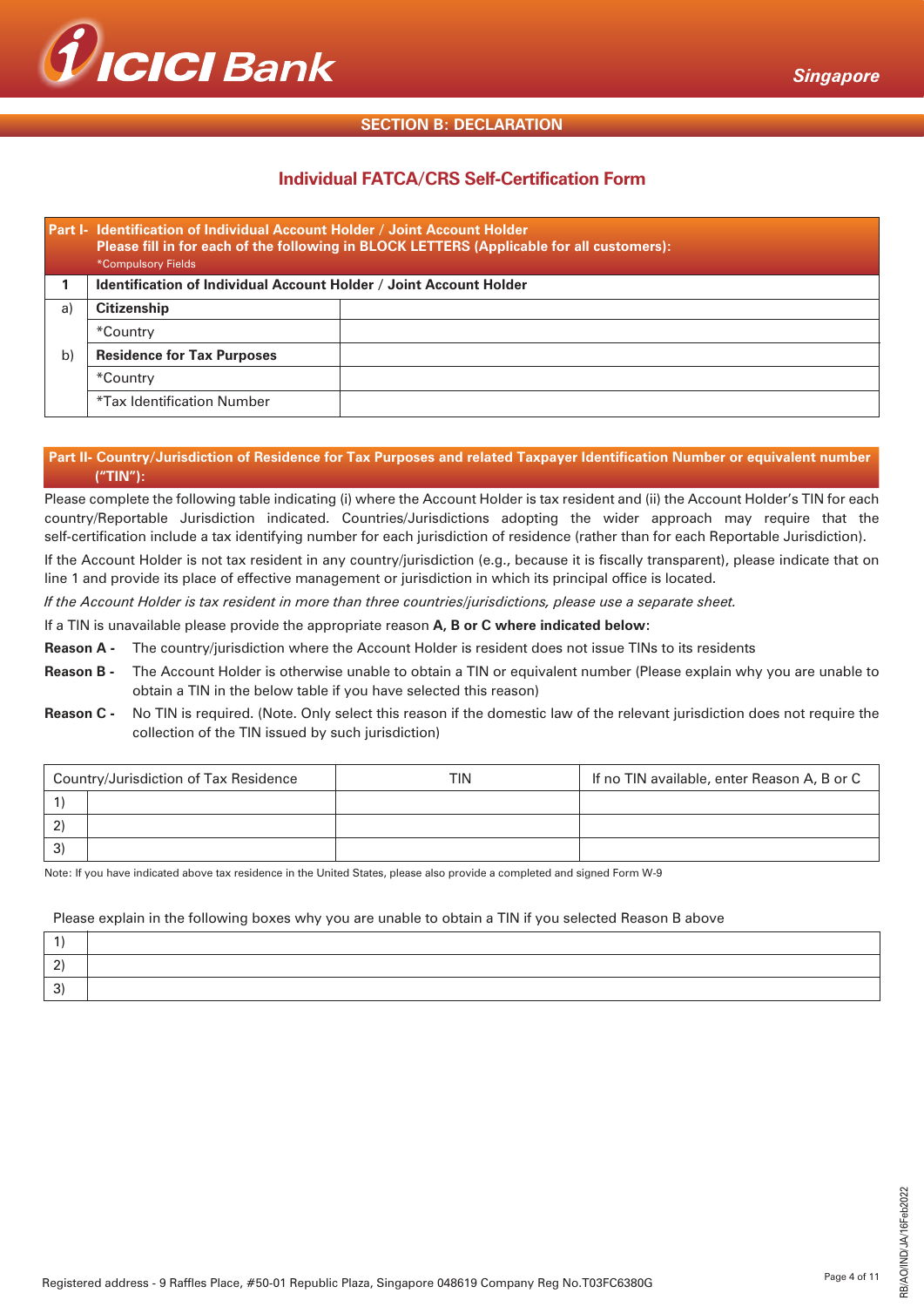## SECTION B: DECLARATION

### Individual FATCA/CRS Self-Certification Form

| **Part I- Identification of Individual Account Holder / Joint Account Holder** **Please fill in for each of the following in BLOCK LETTERS (Applicable for all customers):** *Compulsory Fields | | |
|---|---|---|
| **1** | **Identification of Individual Account Holder / Joint Account Holder** | |
| a) | **Citizenship** | |
| | *Country | |
| b) | **Residence for Tax Purposes** | |
| | *Country | |
| | *Tax Identification Number | |

**Part II- Country/Jurisdiction of Residence for Tax Purposes and related Taxpayer Identification Number or equivalent number ("TIN"):**

Please complete the following table indicating (i) where the Account Holder is tax resident and (ii) the Account Holder's TIN for each country/Reportable Jurisdiction indicated. Countries/Jurisdictions adopting the wider approach may require that the self-certification include a tax identifying number for each jurisdiction of residence (rather than for each Reportable Jurisdiction).

If the Account Holder is not tax resident in any country/jurisdiction (e.g., because it is fiscally transparent), please indicate that on line 1 and provide its place of effective management or jurisdiction in which its principal office is located.

*If the Account Holder is tax resident in more than three countries/jurisdictions, please use a separate sheet.*

If a TIN is unavailable please provide the appropriate reason **A, B or C where indicated below**:

**Reason A -** The country/jurisdiction where the Account Holder is resident does not issue TINs to its residents

**Reason B -** The Account Holder is otherwise unable to obtain a TIN or equivalent number (Please explain why you are unable to obtain a TIN in the below table if you have selected this reason)

**Reason C -** No TIN is required. (Note. Only select this reason if the domestic law of the relevant jurisdiction does not require the collection of the TIN issued by such jurisdiction)

| Country/Jurisdiction of Tax Residence | | TIN | If no TIN available, enter Reason A, B or C |
|---|---|---|---|
| 1) | | | |
| 2) | | | |
| 3) | | | |

Note: If you have indicated above tax residence in the United States, please also provide a completed and signed Form W-9

Please explain in the following boxes why you are unable to obtain a TIN if you selected Reason B above

| | |
|---|---|
| 1) | |
| 2) | |
| 3) | |

Registered address - 9 Raffles Place, #50-01 Republic Plaza, Singapore 048619 Company Reg No.T03FC6380G

RB/AO/IND/JA/16Feb2022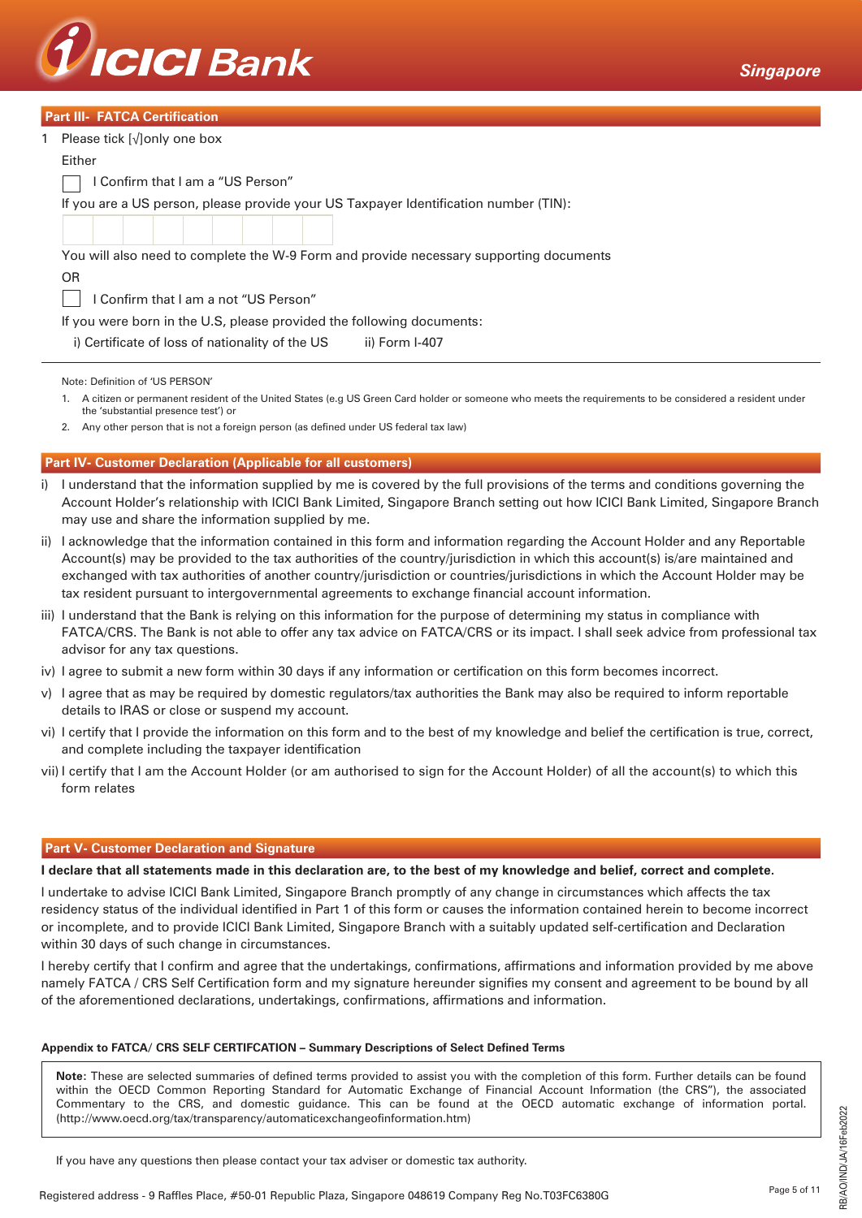## Part III- FATCA Certification

1 Please tick [√]only one box

Either

☐ I Confirm that I am a "US Person"

If you are a US person, please provide your US Taxpayer Identification number (TIN):

| | | | | | | | | |
|---|---|---|---|---|---|---|---|---|
| | | | | | | | | |

You will also need to complete the W-9 Form and provide necessary supporting documents

OR

☐ I Confirm that I am a not "US Person"

If you were born in the U.S, please provided the following documents:

i) Certificate of loss of nationality of the US  ii) Form I-407

Note: Definition of 'US PERSON'

1. A citizen or permanent resident of the United States (e.g US Green Card holder or someone who meets the requirements to be considered a resident under the 'substantial presence test') or
2. Any other person that is not a foreign person (as defined under US federal tax law)

## Part IV- Customer Declaration (Applicable for all customers)

i) I understand that the information supplied by me is covered by the full provisions of the terms and conditions governing the Account Holder's relationship with ICICI Bank Limited, Singapore Branch setting out how ICICI Bank Limited, Singapore Branch may use and share the information supplied by me.

ii) I acknowledge that the information contained in this form and information regarding the Account Holder and any Reportable Account(s) may be provided to the tax authorities of the country/jurisdiction in which this account(s) is/are maintained and exchanged with tax authorities of another country/jurisdiction or countries/jurisdictions in which the Account Holder may be tax resident pursuant to intergovernmental agreements to exchange financial account information.

iii) I understand that the Bank is relying on this information for the purpose of determining my status in compliance with FATCA/CRS. The Bank is not able to offer any tax advice on FATCA/CRS or its impact. I shall seek advice from professional tax advisor for any tax questions.

iv) I agree to submit a new form within 30 days if any information or certification on this form becomes incorrect.

v) I agree that as may be required by domestic regulators/tax authorities the Bank may also be required to inform reportable details to IRAS or close or suspend my account.

vi) I certify that I provide the information on this form and to the best of my knowledge and belief the certification is true, correct, and complete including the taxpayer identification

vii) I certify that I am the Account Holder (or am authorised to sign for the Account Holder) of all the account(s) to which this form relates

## Part V- Customer Declaration and Signature

**I declare that all statements made in this declaration are, to the best of my knowledge and belief, correct and complete.**

I undertake to advise ICICI Bank Limited, Singapore Branch promptly of any change in circumstances which affects the tax residency status of the individual identified in Part 1 of this form or causes the information contained herein to become incorrect or incomplete, and to provide ICICI Bank Limited, Singapore Branch with a suitably updated self-certification and Declaration within 30 days of such change in circumstances.

I hereby certify that I confirm and agree that the undertakings, confirmations, affirmations and information provided by me above namely FATCA / CRS Self Certification form and my signature hereunder signifies my consent and agreement to be bound by all of the aforementioned declarations, undertakings, confirmations, affirmations and information.

### Appendix to FATCA/ CRS SELF CERTIFCATION – Summary Descriptions of Select Defined Terms

**Note:** These are selected summaries of defined terms provided to assist you with the completion of this form. Further details can be found within the OECD Common Reporting Standard for Automatic Exchange of Financial Account Information (the CRS"), the associated Commentary to the CRS, and domestic guidance. This can be found at the OECD automatic exchange of information portal. (http://www.oecd.org/tax/transparency/automaticexchangeofinformation.htm)

If you have any questions then please contact your tax adviser or domestic tax authority.

Registered address - 9 Raffles Place, #50-01 Republic Plaza, Singapore 048619 Company Reg No.T03FC6380G

RB/AO/IND/JA/16Feb2022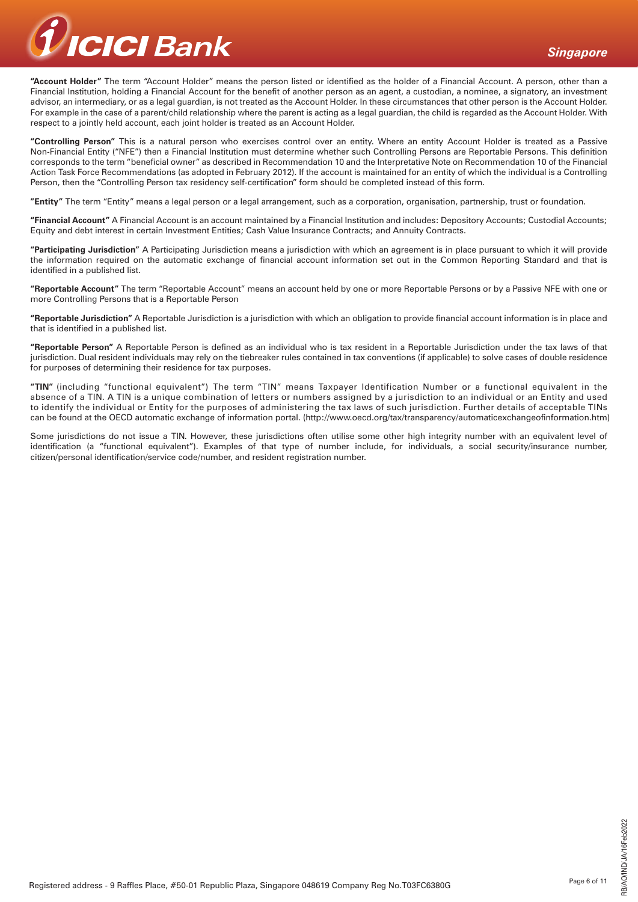**"Account Holder"** The term "Account Holder" means the person listed or identified as the holder of a Financial Account. A person, other than a Financial Institution, holding a Financial Account for the benefit of another person as an agent, a custodian, a nominee, a signatory, an investment advisor, an intermediary, or as a legal guardian, is not treated as the Account Holder. In these circumstances that other person is the Account Holder. For example in the case of a parent/child relationship where the parent is acting as a legal guardian, the child is regarded as the Account Holder. With respect to a jointly held account, each joint holder is treated as an Account Holder.

**"Controlling Person"** This is a natural person who exercises control over an entity. Where an entity Account Holder is treated as a Passive Non-Financial Entity ("NFE") then a Financial Institution must determine whether such Controlling Persons are Reportable Persons. This definition corresponds to the term "beneficial owner" as described in Recommendation 10 and the Interpretative Note on Recommendation 10 of the Financial Action Task Force Recommendations (as adopted in February 2012). If the account is maintained for an entity of which the individual is a Controlling Person, then the "Controlling Person tax residency self-certification" form should be completed instead of this form.

**"Entity"** The term "Entity" means a legal person or a legal arrangement, such as a corporation, organisation, partnership, trust or foundation.

**"Financial Account"** A Financial Account is an account maintained by a Financial Institution and includes: Depository Accounts; Custodial Accounts; Equity and debt interest in certain Investment Entities; Cash Value Insurance Contracts; and Annuity Contracts.

**"Participating Jurisdiction"** A Participating Jurisdiction means a jurisdiction with which an agreement is in place pursuant to which it will provide the information required on the automatic exchange of financial account information set out in the Common Reporting Standard and that is identified in a published list.

**"Reportable Account"** The term "Reportable Account" means an account held by one or more Reportable Persons or by a Passive NFE with one or more Controlling Persons that is a Reportable Person

**"Reportable Jurisdiction"** A Reportable Jurisdiction is a jurisdiction with which an obligation to provide financial account information is in place and that is identified in a published list.

**"Reportable Person"** A Reportable Person is defined as an individual who is tax resident in a Reportable Jurisdiction under the tax laws of that jurisdiction. Dual resident individuals may rely on the tiebreaker rules contained in tax conventions (if applicable) to solve cases of double residence for purposes of determining their residence for tax purposes.

**"TIN"** (including "functional equivalent") The term "TIN" means Taxpayer Identification Number or a functional equivalent in the absence of a TIN. A TIN is a unique combination of letters or numbers assigned by a jurisdiction to an individual or an Entity and used to identify the individual or Entity for the purposes of administering the tax laws of such jurisdiction. Further details of acceptable TINs can be found at the OECD automatic exchange of information portal. (http://www.oecd.org/tax/transparency/automaticexchangeofinformation.htm)

Some jurisdictions do not issue a TIN. However, these jurisdictions often utilise some other high integrity number with an equivalent level of identification (a "functional equivalent"). Examples of that type of number include, for individuals, a social security/insurance number, citizen/personal identification/service code/number, and resident registration number.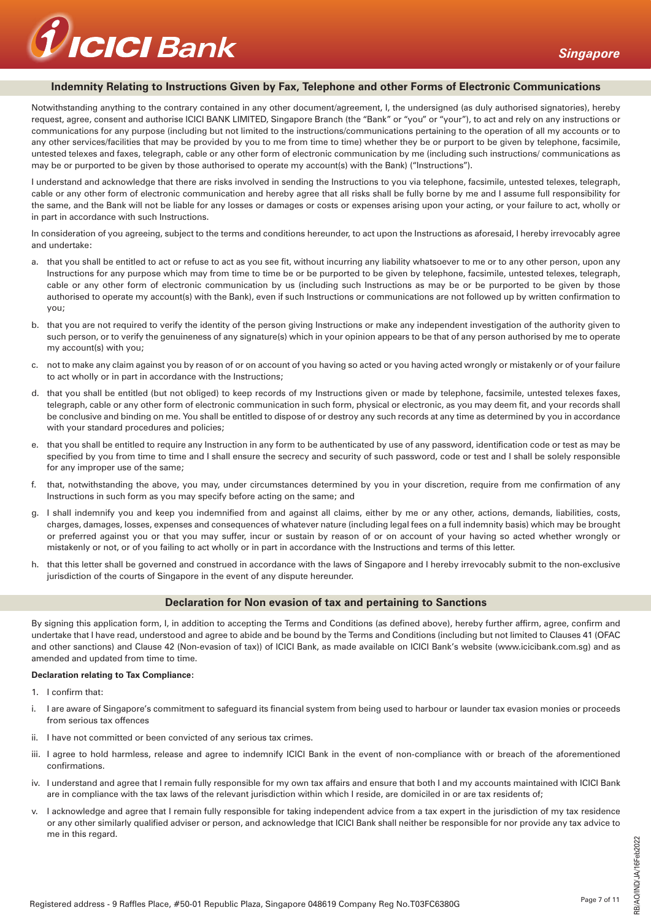## Indemnity Relating to Instructions Given by Fax, Telephone and other Forms of Electronic Communications

Notwithstanding anything to the contrary contained in any other document/agreement, I, the undersigned (as duly authorised signatories), hereby request, agree, consent and authorise ICICI BANK LIMITED, Singapore Branch (the "Bank" or "you" or "your"), to act and rely on any instructions or communications for any purpose (including but not limited to the instructions/communications pertaining to the operation of all my accounts or to any other services/facilities that may be provided by you to me from time to time) whether they be or purport to be given by telephone, facsimile, untested telexes and faxes, telegraph, cable or any other form of electronic communication by me (including such instructions/ communications as may be or purported to be given by those authorised to operate my account(s) with the Bank) ("Instructions").

I understand and acknowledge that there are risks involved in sending the Instructions to you via telephone, facsimile, untested telexes, telegraph, cable or any other form of electronic communication and hereby agree that all risks shall be fully borne by me and I assume full responsibility for the same, and the Bank will not be liable for any losses or damages or costs or expenses arising upon your acting, or your failure to act, wholly or in part in accordance with such Instructions.

In consideration of you agreeing, subject to the terms and conditions hereunder, to act upon the Instructions as aforesaid, I hereby irrevocably agree and undertake:

a. that you shall be entitled to act or refuse to act as you see fit, without incurring any liability whatsoever to me or to any other person, upon any Instructions for any purpose which may from time to time be or be purported to be given by telephone, facsimile, untested telexes, telegraph, cable or any other form of electronic communication by us (including such Instructions as may be or be purported to be given by those authorised to operate my account(s) with the Bank), even if such Instructions or communications are not followed up by written confirmation to you;

b. that you are not required to verify the identity of the person giving Instructions or make any independent investigation of the authority given to such person, or to verify the genuineness of any signature(s) which in your opinion appears to be that of any person authorised by me to operate my account(s) with you;

c. not to make any claim against you by reason of or on account of you having so acted or you having acted wrongly or mistakenly or of your failure to act wholly or in part in accordance with the Instructions;

d. that you shall be entitled (but not obliged) to keep records of my Instructions given or made by telephone, facsimile, untested telexes faxes, telegraph, cable or any other form of electronic communication in such form, physical or electronic, as you may deem fit, and your records shall be conclusive and binding on me. You shall be entitled to dispose of or destroy any such records at any time as determined by you in accordance with your standard procedures and policies;

e. that you shall be entitled to require any Instruction in any form to be authenticated by use of any password, identification code or test as may be specified by you from time to time and I shall ensure the secrecy and security of such password, code or test and I shall be solely responsible for any improper use of the same;

f. that, notwithstanding the above, you may, under circumstances determined by you in your discretion, require from me confirmation of any Instructions in such form as you may specify before acting on the same; and

g. I shall indemnify you and keep you indemnified from and against all claims, either by me or any other, actions, demands, liabilities, costs, charges, damages, losses, expenses and consequences of whatever nature (including legal fees on a full indemnity basis) which may be brought or preferred against you or that you may suffer, incur or sustain by reason of or on account of your having so acted whether wrongly or mistakenly or not, or of you failing to act wholly or in part in accordance with the Instructions and terms of this letter.

h. that this letter shall be governed and construed in accordance with the laws of Singapore and I hereby irrevocably submit to the non-exclusive jurisdiction of the courts of Singapore in the event of any dispute hereunder.

## Declaration for Non evasion of tax and pertaining to Sanctions

By signing this application form, I, in addition to accepting the Terms and Conditions (as defined above), hereby further affirm, agree, confirm and undertake that I have read, understood and agree to abide and be bound by the Terms and Conditions (including but not limited to Clauses 41 (OFAC and other sanctions) and Clause 42 (Non-evasion of tax)) of ICICI Bank, as made available on ICICI Bank's website (www.icicibank.com.sg) and as amended and updated from time to time.

**Declaration relating to Tax Compliance:**

1. I confirm that:

i. I am aware of Singapore's commitment to safeguard its financial system from being used to harbour or launder tax evasion monies or proceeds from serious tax offences

ii. I have not committed or been convicted of any serious tax crimes.

iii. I agree to hold harmless, release and agree to indemnify ICICI Bank in the event of non-compliance with or breach of the aforementioned confirmations.

iv. I understand and agree that I remain fully responsible for my own tax affairs and ensure that both I and my accounts maintained with ICICI Bank are in compliance with the tax laws of the relevant jurisdiction within which I reside, are domiciled in or are tax residents of;

v. I acknowledge and agree that I remain fully responsible for taking independent advice from a tax expert in the jurisdiction of my tax residence or any other similarly qualified adviser or person, and acknowledge that ICICI Bank shall neither be responsible for nor provide any tax advice to me in this regard.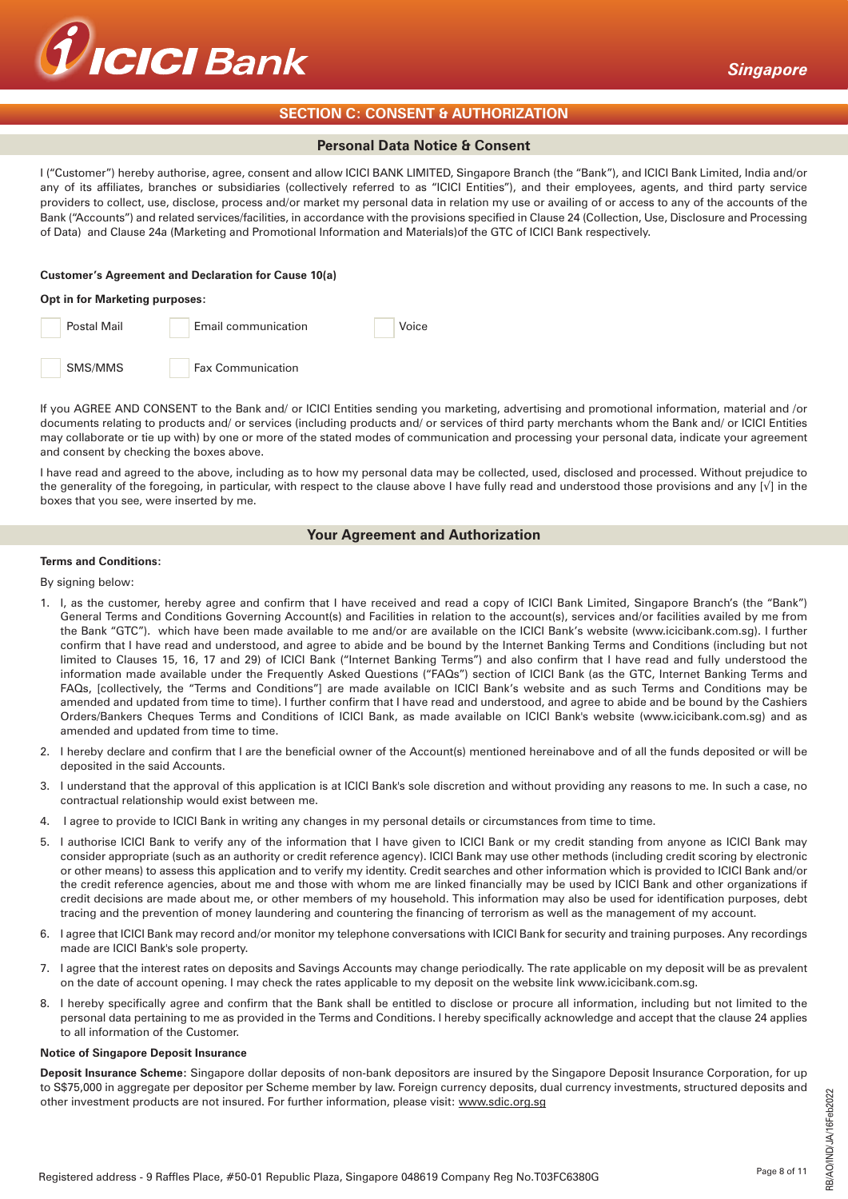## SECTION C: CONSENT & AUTHORIZATION

### Personal Data Notice & Consent

I ("Customer") hereby authorise, agree, consent and allow ICICI BANK LIMITED, Singapore Branch (the "Bank"), and ICICI Bank Limited, India and/or any of its affiliates, branches or subsidiaries (collectively referred to as "ICICI Entities"), and their employees, agents, and third party service providers to collect, use, disclose, process and/or market my personal data in relation my use or availing of or access to any of the accounts of the Bank ("Accounts") and related services/facilities, in accordance with the provisions specified in Clause 24 (Collection, Use, Disclosure and Processing of Data) and Clause 24a (Marketing and Promotional Information and Materials)of the GTC of ICICI Bank respectively.

**Customer's Agreement and Declaration for Cause 10(a)**

**Opt in for Marketing purposes:**

- [ ] Postal Mail
- [ ] Email communication
- [ ] Voice
- [ ] SMS/MMS
- [ ] Fax Communication

If you AGREE AND CONSENT to the Bank and/ or ICICI Entities sending you marketing, advertising and promotional information, material and /or documents relating to products and/ or services (including products and/ or services of third party merchants whom the Bank and/ or ICICI Entities may collaborate or tie up with) by one or more of the stated modes of communication and processing your personal data, indicate your agreement and consent by checking the boxes above.

I have read and agreed to the above, including as to how my personal data may be collected, used, disclosed and processed. Without prejudice to the generality of the foregoing, in particular, with respect to the clause above I have fully read and understood those provisions and any [√] in the boxes that you see, were inserted by me.

### Your Agreement and Authorization

**Terms and Conditions:**

By signing below:

1. I, as the customer, hereby agree and confirm that I have received and read a copy of ICICI Bank Limited, Singapore Branch's (the "Bank") General Terms and Conditions Governing Account(s) and Facilities in relation to the account(s), services and/or facilities availed by me from the Bank "GTC"). which have been made available to me and/or are available on the ICICI Bank's website (www.icicibank.com.sg). I further confirm that I have read and understood, and agree to abide and be bound by the Internet Banking Terms and Conditions (including but not limited to Clauses 15, 16, 17 and 29) of ICICI Bank ("Internet Banking Terms") and also confirm that I have read and fully understood the information made available under the Frequently Asked Questions ("FAQs") section of ICICI Bank (as the GTC, Internet Banking Terms and FAQs, [collectively, the "Terms and Conditions"] are made available on ICICI Bank's website and as such Terms and Conditions may be amended and updated from time to time). I further confirm that I have read and understood, and agree to abide and be bound by the Cashiers Orders/Bankers Cheques Terms and Conditions of ICICI Bank, as made available on ICICI Bank's website (www.icicibank.com.sg) and as amended and updated from time to time.
2. I hereby declare and confirm that I are the beneficial owner of the Account(s) mentioned hereinabove and of all the funds deposited or will be deposited in the said Accounts.
3. I understand that the approval of this application is at ICICI Bank's sole discretion and without providing any reasons to me. In such a case, no contractual relationship would exist between me.
4. I agree to provide to ICICI Bank in writing any changes in my personal details or circumstances from time to time.
5. I authorise ICICI Bank to verify any of the information that I have given to ICICI Bank or my credit standing from anyone as ICICI Bank may consider appropriate (such as an authority or credit reference agency). ICICI Bank may use other methods (including credit scoring by electronic or other means) to assess this application and to verify my identity. Credit searches and other information which is provided to ICICI Bank and/or the credit reference agencies, about me and those with whom me are linked financially may be used by ICICI Bank and other organizations if credit decisions are made about me, or other members of my household. This information may also be used for identification purposes, debt tracing and the prevention of money laundering and countering the financing of terrorism as well as the management of my account.
6. I agree that ICICI Bank may record and/or monitor my telephone conversations with ICICI Bank for security and training purposes. Any recordings made are ICICI Bank's sole property.
7. I agree that the interest rates on deposits and Savings Accounts may change periodically. The rate applicable on my deposit will be as prevalent on the date of account opening. I may check the rates applicable to my deposit on the website link www.icicibank.com.sg.
8. I hereby specifically agree and confirm that the Bank shall be entitled to disclose or procure all information, including but not limited to the personal data pertaining to me as provided in the Terms and Conditions. I hereby specifically acknowledge and accept that the clause 24 applies to all information of the Customer.

**Notice of Singapore Deposit Insurance**

**Deposit Insurance Scheme**: Singapore dollar deposits of non-bank depositors are insured by the Singapore Deposit Insurance Corporation, for up to S$75,000 in aggregate per depositor per Scheme member by law. Foreign currency deposits, dual currency investments, structured deposits and other investment products are not insured. For further information, please visit: www.sdic.org.sg

Registered address - 9 Raffles Place, #50-01 Republic Plaza, Singapore 048619 Company Reg No.T03FC6380G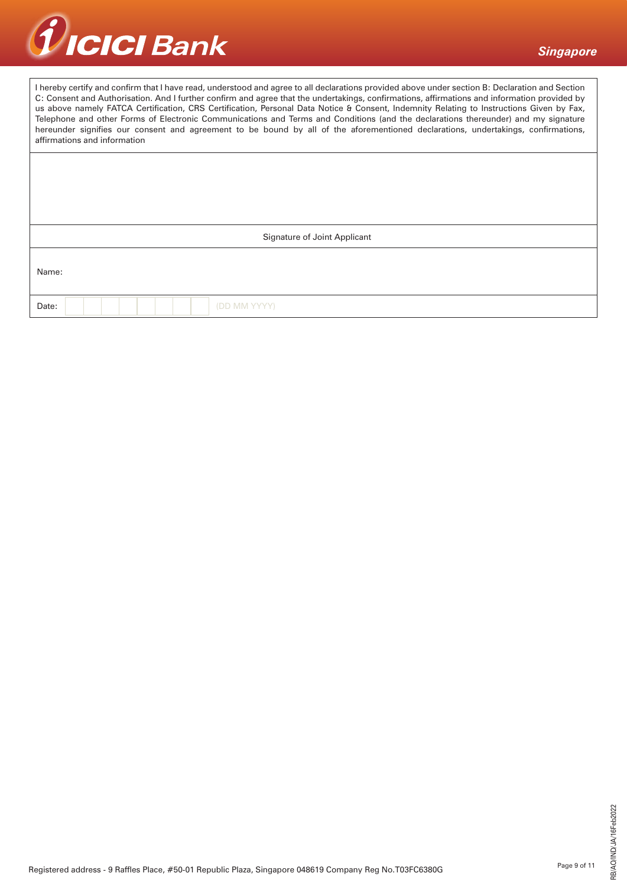I hereby certify and confirm that I have read, understood and agree to all declarations provided above under section B: Declaration and Section C: Consent and Authorisation. And I further confirm and agree that the undertakings, confirmations, affirmations and information provided by us above namely FATCA Certification, CRS Certification, Personal Data Notice & Consent, Indemnity Relating to Instructions Given by Fax, Telephone and other Forms of Electronic Communications and Terms and Conditions (and the declarations thereunder) and my signature hereunder signifies our consent and agreement to be bound by all of the aforementioned declarations, undertakings, confirmations, affirmations and information

Signature of Joint Applicant

Name:

Date: (DD MM YYYY)

Registered address - 9 Raffles Place, #50-01 Republic Plaza, Singapore 048619 Company Reg No.T03FC6380G

RB/AO/IND/JA/16Feb2022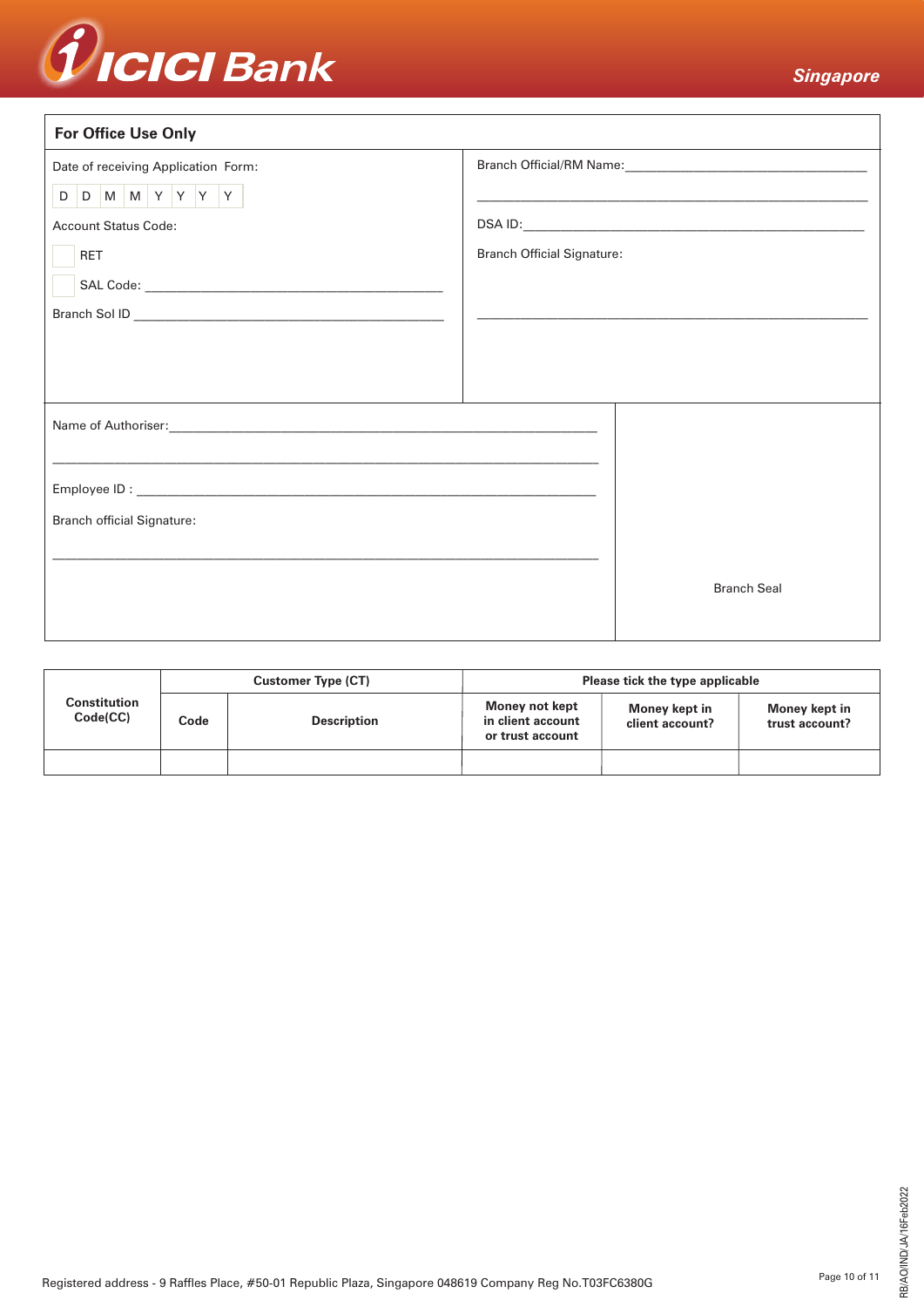ICICI Bank

Singapore

## For Office Use Only

Date of receiving Application Form:

| D | D | M | M | Y | Y | Y | Y |
|---|---|---|---|---|---|---|---|

Account Status Code:

- [ ] RET
- [ ] SAL Code: ____________________

Branch Sol ID ____________________

Branch Official/RM Name: ____________________

____________________

DSA ID: ____________________

Branch Official Signature:

____________________

Name of Authoriser: ____________________

____________________

Employee ID : ____________________

Branch official Signature:

____________________

Branch Seal

| Constitution Code(CC) | Customer Type (CT) | | Please tick the type applicable | | |
|---|---|---|---|---|---|
| | **Code** | **Description** | **Money not kept in client account or trust account** | **Money kept in client account?** | **Money kept in trust account?** |
| | | | | | |

Registered address - 9 Raffles Place, #50-01 Republic Plaza, Singapore 048619 Company Reg No.T03FC6380G

RB/AO/IND/JA/16Feb2022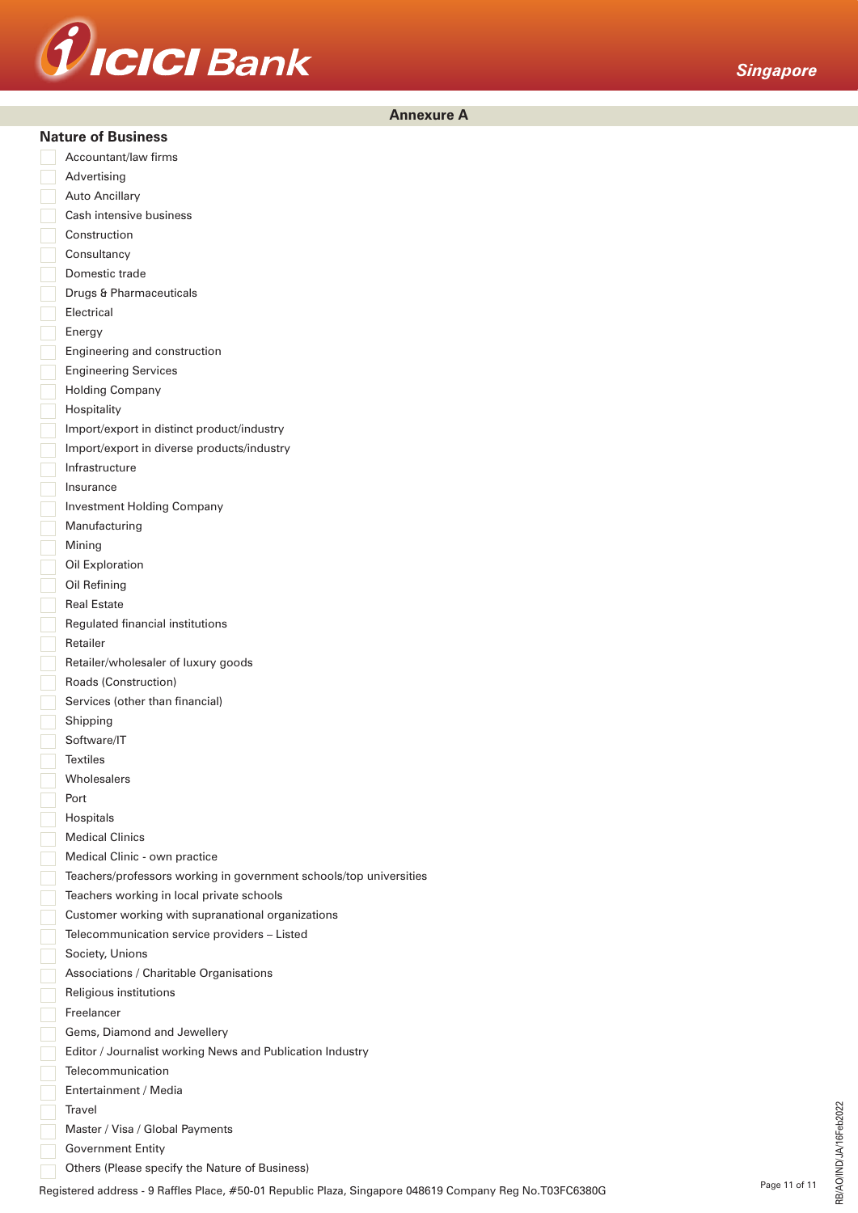## Annexure A

### Nature of Business

- [ ] Accountant/law firms
- [ ] Advertising
- [ ] Auto Ancillary
- [ ] Cash intensive business
- [ ] Construction
- [ ] Consultancy
- [ ] Domestic trade
- [ ] Drugs & Pharmaceuticals
- [ ] Electrical
- [ ] Energy
- [ ] Engineering and construction
- [ ] Engineering Services
- [ ] Holding Company
- [ ] Hospitality
- [ ] Import/export in distinct product/industry
- [ ] Import/export in diverse products/industry
- [ ] Infrastructure
- [ ] Insurance
- [ ] Investment Holding Company
- [ ] Manufacturing
- [ ] Mining
- [ ] Oil Exploration
- [ ] Oil Refining
- [ ] Real Estate
- [ ] Regulated financial institutions
- [ ] Retailer
- [ ] Retailer/wholesaler of luxury goods
- [ ] Roads (Construction)
- [ ] Services (other than financial)
- [ ] Shipping
- [ ] Software/IT
- [ ] Textiles
- [ ] Wholesalers
- [ ] Port
- [ ] Hospitals
- [ ] Medical Clinics
- [ ] Medical Clinic - own practice
- [ ] Teachers/professors working in government schools/top universities
- [ ] Teachers working in local private schools
- [ ] Customer working with supranational organizations
- [ ] Telecommunication service providers – Listed
- [ ] Society, Unions
- [ ] Associations / Charitable Organisations
- [ ] Religious institutions
- [ ] Freelancer
- [ ] Gems, Diamond and Jewellery
- [ ] Editor / Journalist working News and Publication Industry
- [ ] Telecommunication
- [ ] Entertainment / Media
- [ ] Travel
- [ ] Master / Visa / Global Payments
- [ ] Government Entity
- [ ] Others (Please specify the Nature of Business)

Registered address - 9 Raffles Place, #50-01 Republic Plaza, Singapore 048619 Company Reg No.T03FC6380G

RB/AO/IND/JA/16Feb2022